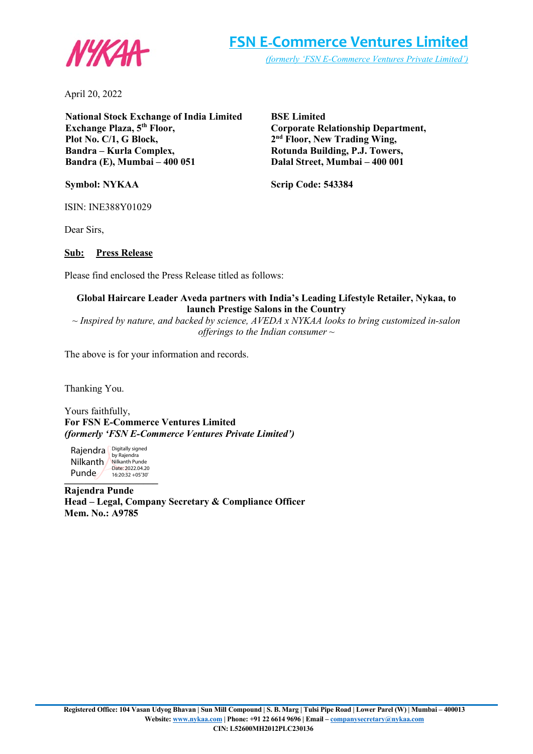# FSN E-Commerce Ventures Limited

*(formerly 'FSN E-Commerce Ventures Private Limited')*

April 20, 2022

**National Stock Exchange of India Limited**
**Exchange Plaza, 5th Floor,**
**Plot No. C/1, G Block,**
**Bandra – Kurla Complex,**
**Bandra (E), Mumbai – 400 051**

**Symbol: NYKAA**

**BSE Limited**
**Corporate Relationship Department,**
**2nd Floor, New Trading Wing,**
**Rotunda Building, P.J. Towers,**
**Dalal Street, Mumbai – 400 001**

**Scrip Code: 543384**

ISIN: INE388Y01029

Dear Sirs,

**Sub: Press Release**

Please find enclosed the Press Release titled as follows:

**Global Haircare Leader Aveda partners with India's Leading Lifestyle Retailer, Nykaa, to launch Prestige Salons in the Country**

*~ Inspired by nature, and backed by science, AVEDA x NYKAA looks to bring customized in-salon offerings to the Indian consumer ~*

The above is for your information and records.

Thanking You.

Yours faithfully,
**For FSN E-Commerce Ventures Limited**
***(formerly 'FSN E-Commerce Ventures Private Limited')***

Rajendra Nilkanth Punde
Digitally signed by Rajendra Nilkanth Punde
Date: 2022.04.20 16:20:32 +05'30'

**Rajendra Punde**
**Head – Legal, Company Secretary & Compliance Officer**
**Mem. No.: A9785**

**Registered Office: 104 Vasan Udyog Bhavan | Sun Mill Compound | S. B. Marg | Tulsi Pipe Road | Lower Parel (W) | Mumbai – 400013**
**Website: www.nykaa.com | Phone: +91 22 6614 9696 | Email – companysecretary@nykaa.com**
**CIN: L52600MH2012PLC230136**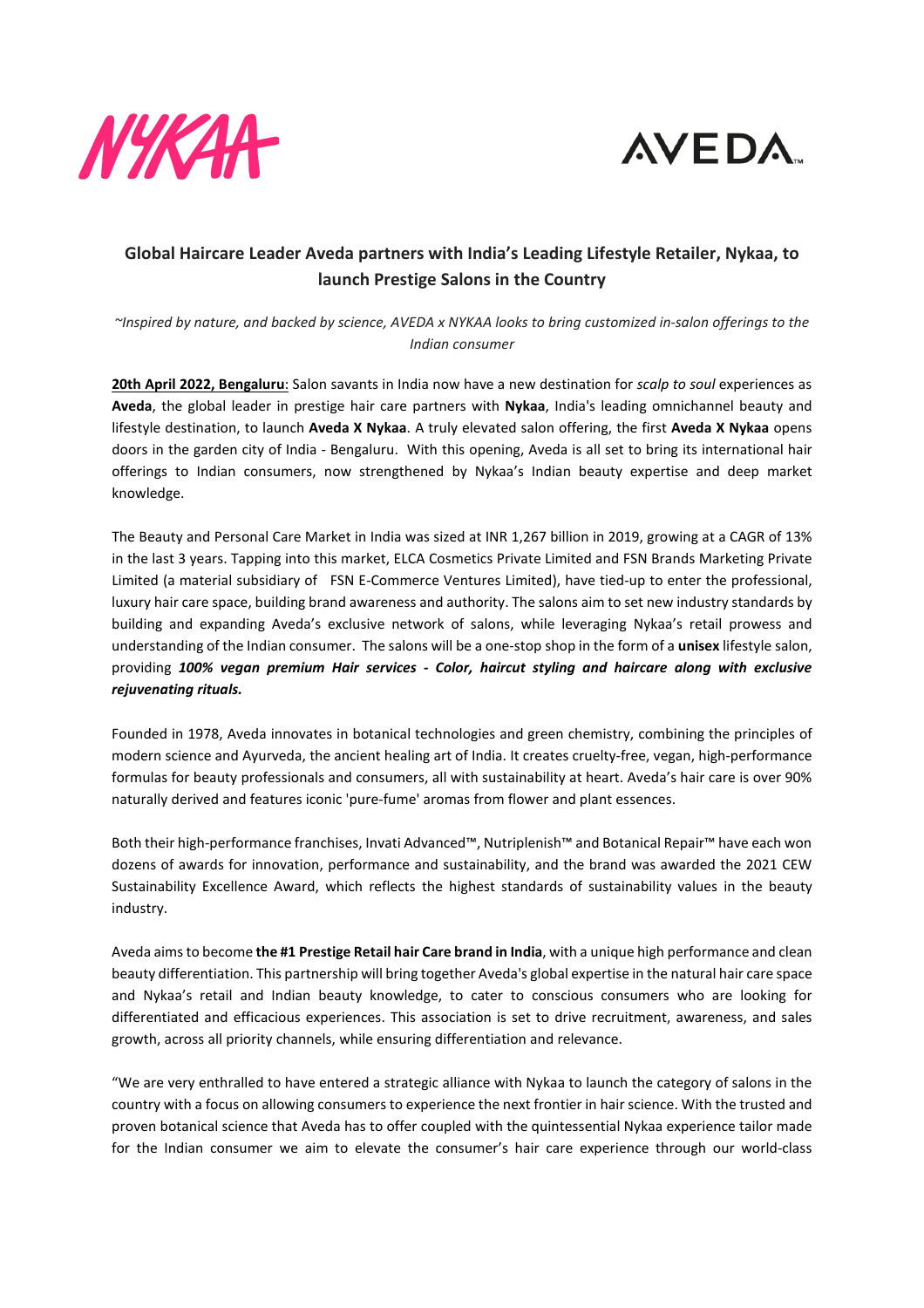# Global Haircare Leader Aveda partners with India's Leading Lifestyle Retailer, Nykaa, to launch Prestige Salons in the Country

*~Inspired by nature, and backed by science, AVEDA x NYKAA looks to bring customized in-salon offerings to the Indian consumer*

**20th April 2022, Bengaluru**: Salon savants in India now have a new destination for *scalp to soul* experiences as **Aveda**, the global leader in prestige hair care partners with **Nykaa**, India's leading omnichannel beauty and lifestyle destination, to launch **Aveda X Nykaa**. A truly elevated salon offering, the first **Aveda X Nykaa** opens doors in the garden city of India - Bengaluru. With this opening, Aveda is all set to bring its international hair offerings to Indian consumers, now strengthened by Nykaa's Indian beauty expertise and deep market knowledge.

The Beauty and Personal Care Market in India was sized at INR 1,267 billion in 2019, growing at a CAGR of 13% in the last 3 years. Tapping into this market, ELCA Cosmetics Private Limited and FSN Brands Marketing Private Limited (a material subsidiary of FSN E-Commerce Ventures Limited), have tied-up to enter the professional, luxury hair care space, building brand awareness and authority. The salons aim to set new industry standards by building and expanding Aveda's exclusive network of salons, while leveraging Nykaa's retail prowess and understanding of the Indian consumer. The salons will be a one-stop shop in the form of a **unisex** lifestyle salon, providing ***100% vegan premium Hair services - Color, haircut styling and haircare along with exclusive rejuvenating rituals.***

Founded in 1978, Aveda innovates in botanical technologies and green chemistry, combining the principles of modern science and Ayurveda, the ancient healing art of India. It creates cruelty-free, vegan, high-performance formulas for beauty professionals and consumers, all with sustainability at heart. Aveda's hair care is over 90% naturally derived and features iconic 'pure-fume' aromas from flower and plant essences.

Both their high-performance franchises, Invati Advanced™, Nutriplenish™ and Botanical Repair™ have each won dozens of awards for innovation, performance and sustainability, and the brand was awarded the 2021 CEW Sustainability Excellence Award, which reflects the highest standards of sustainability values in the beauty industry.

Aveda aims to become **the #1 Prestige Retail hair Care brand in India**, with a unique high performance and clean beauty differentiation. This partnership will bring together Aveda's global expertise in the natural hair care space and Nykaa's retail and Indian beauty knowledge, to cater to conscious consumers who are looking for differentiated and efficacious experiences. This association is set to drive recruitment, awareness, and sales growth, across all priority channels, while ensuring differentiation and relevance.

"We are very enthralled to have entered a strategic alliance with Nykaa to launch the category of salons in the country with a focus on allowing consumers to experience the next frontier in hair science. With the trusted and proven botanical science that Aveda has to offer coupled with the quintessential Nykaa experience tailor made for the Indian consumer we aim to elevate the consumer's hair care experience through our world-class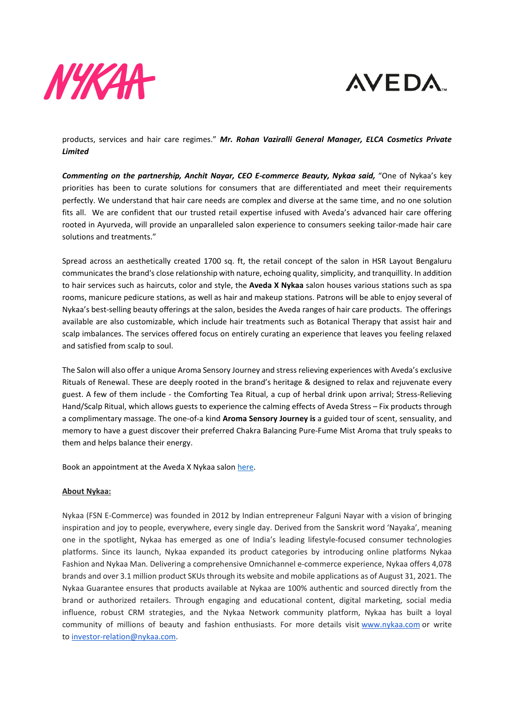products, services and hair care regimes." ***Mr. Rohan Vaziralli General Manager, ELCA Cosmetics Private Limited***

***Commenting on the partnership, Anchit Nayar, CEO E-commerce Beauty, Nykaa said,*** "One of Nykaa's key priorities has been to curate solutions for consumers that are differentiated and meet their requirements perfectly. We understand that hair care needs are complex and diverse at the same time, and no one solution fits all. We are confident that our trusted retail expertise infused with Aveda's advanced hair care offering rooted in Ayurveda, will provide an unparalleled salon experience to consumers seeking tailor-made hair care solutions and treatments."

Spread across an aesthetically created 1700 sq. ft, the retail concept of the salon in HSR Layout Bengaluru communicates the brand's close relationship with nature, echoing quality, simplicity, and tranquillity. In addition to hair services such as haircuts, color and style, the **Aveda X Nykaa** salon houses various stations such as spa rooms, manicure pedicure stations, as well as hair and makeup stations. Patrons will be able to enjoy several of Nykaa's best-selling beauty offerings at the salon, besides the Aveda ranges of hair care products. The offerings available are also customizable, which include hair treatments such as Botanical Therapy that assist hair and scalp imbalances. The services offered focus on entirely curating an experience that leaves you feeling relaxed and satisfied from scalp to soul.

The Salon will also offer a unique Aroma Sensory Journey and stress relieving experiences with Aveda's exclusive Rituals of Renewal. These are deeply rooted in the brand's heritage & designed to relax and rejuvenate every guest. A few of them include - the Comforting Tea Ritual, a cup of herbal drink upon arrival; Stress-Relieving Hand/Scalp Ritual, which allows guests to experience the calming effects of Aveda Stress – Fix products through a complimentary massage. The one-of-a kind **Aroma Sensory Journey is** a guided tour of scent, sensuality, and memory to have a guest discover their preferred Chakra Balancing Pure-Fume Mist Aroma that truly speaks to them and helps balance their energy.

Book an appointment at the Aveda X Nykaa salon here.

**About Nykaa:**

Nykaa (FSN E-Commerce) was founded in 2012 by Indian entrepreneur Falguni Nayar with a vision of bringing inspiration and joy to people, everywhere, every single day. Derived from the Sanskrit word 'Nayaka', meaning one in the spotlight, Nykaa has emerged as one of India's leading lifestyle-focused consumer technologies platforms. Since its launch, Nykaa expanded its product categories by introducing online platforms Nykaa Fashion and Nykaa Man. Delivering a comprehensive Omnichannel e-commerce experience, Nykaa offers 4,078 brands and over 3.1 million product SKUs through its website and mobile applications as of August 31, 2021. The Nykaa Guarantee ensures that products available at Nykaa are 100% authentic and sourced directly from the brand or authorized retailers. Through engaging and educational content, digital marketing, social media influence, robust CRM strategies, and the Nykaa Network community platform, Nykaa has built a loyal community of millions of beauty and fashion enthusiasts. For more details visit www.nykaa.com or write to investor-relation@nykaa.com.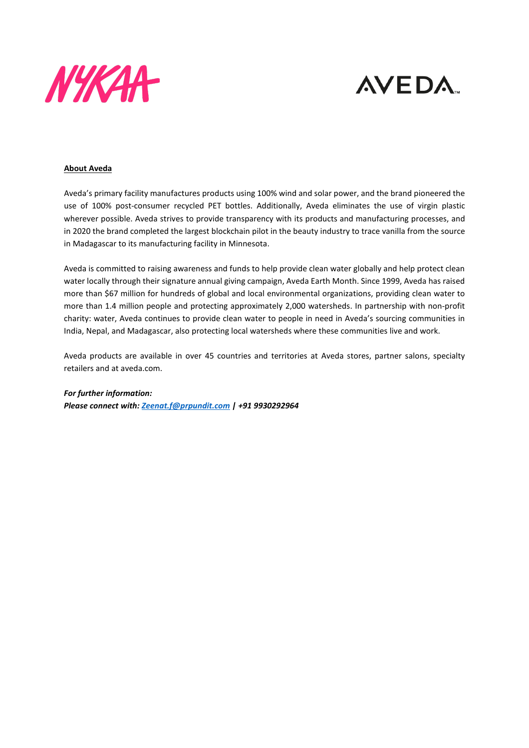**About Aveda**

Aveda's primary facility manufactures products using 100% wind and solar power, and the brand pioneered the use of 100% post-consumer recycled PET bottles. Additionally, Aveda eliminates the use of virgin plastic wherever possible. Aveda strives to provide transparency with its products and manufacturing processes, and in 2020 the brand completed the largest blockchain pilot in the beauty industry to trace vanilla from the source in Madagascar to its manufacturing facility in Minnesota.

Aveda is committed to raising awareness and funds to help provide clean water globally and help protect clean water locally through their signature annual giving campaign, Aveda Earth Month. Since 1999, Aveda has raised more than $67 million for hundreds of global and local environmental organizations, providing clean water to more than 1.4 million people and protecting approximately 2,000 watersheds. In partnership with non-profit charity: water, Aveda continues to provide clean water to people in need in Aveda's sourcing communities in India, Nepal, and Madagascar, also protecting local watersheds where these communities live and work.

Aveda products are available in over 45 countries and territories at Aveda stores, partner salons, specialty retailers and at aveda.com.

***For further information:***
***Please connect with: Zeenat.f@prpundit.com | +91 9930292964***